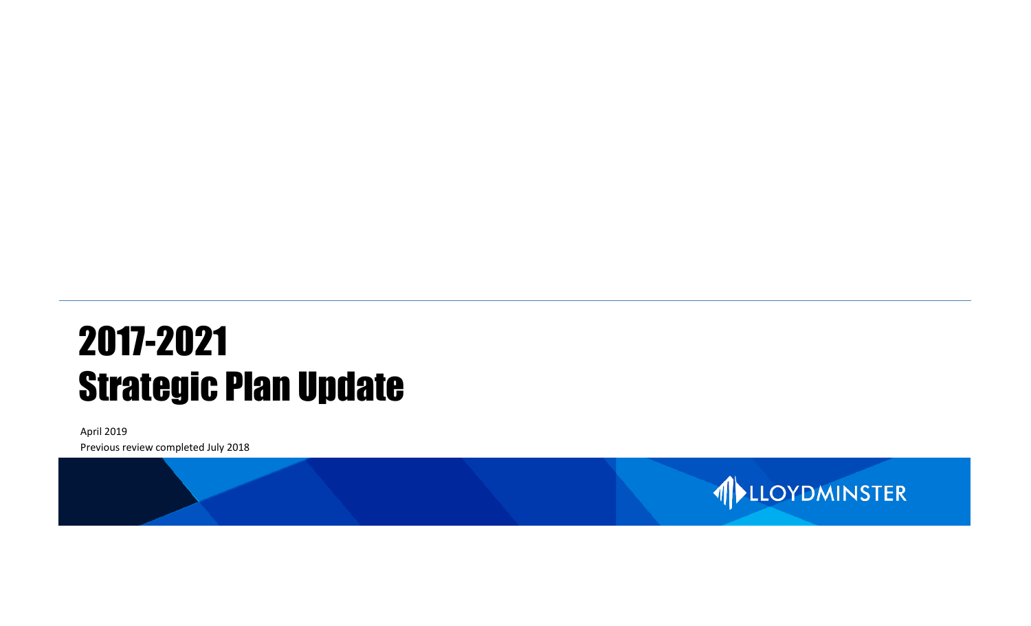# 2017-2021 Strategic Plan Update

April 2019

Previous review completed July 2018

LLOYDMINSTER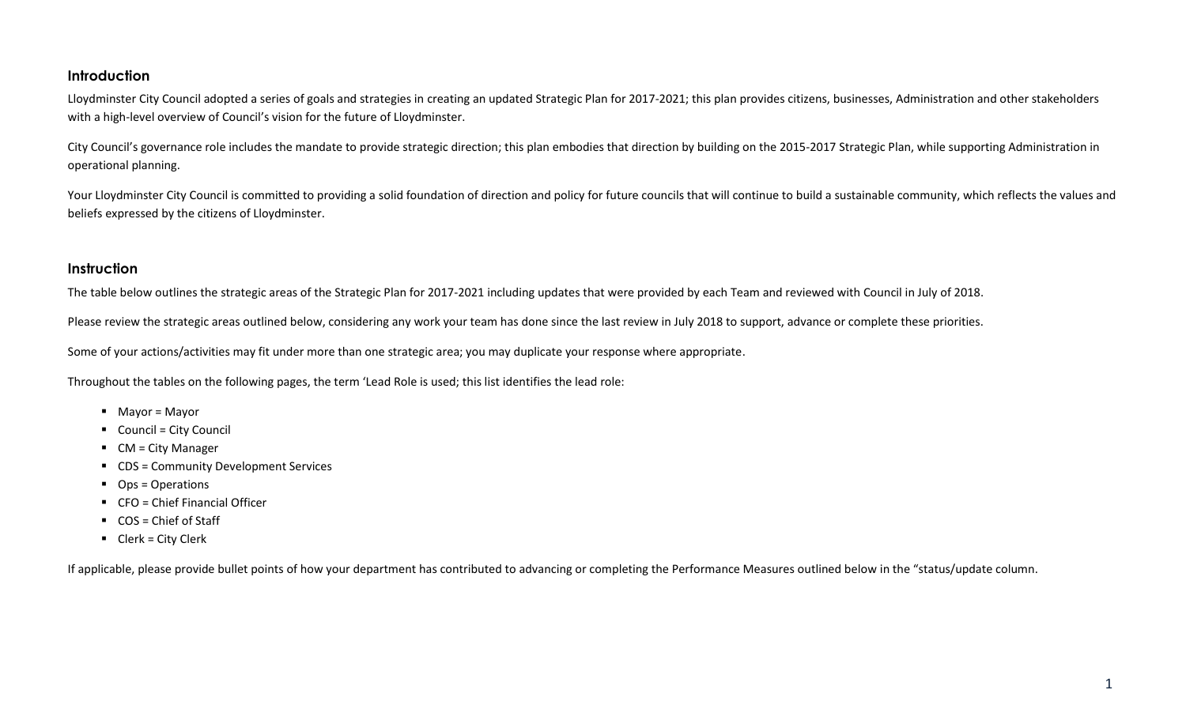## Introduction

Lloydminster City Council adopted a series of goals and strategies in creating an updated Strategic Plan for 2017-2021; this plan provides citizens, businesses, Administration and other stakeholders with a high-level overview of Council's vision for the future of Lloydminster.

City Council's governance role includes the mandate to provide strategic direction; this plan embodies that direction by building on the 2015-2017 Strategic Plan, while supporting Administration in operational planning.

Your Lloydminster City Council is committed to providing a solid foundation of direction and policy for future councils that will continue to build a sustainable community, which reflects the values and beliefs expressed by the citizens of Lloydminster.

## Instruction

The table below outlines the strategic areas of the Strategic Plan for 2017-2021 including updates that were provided by each Team and reviewed with Council in July of 2018.

Please review the strategic areas outlined below, considering any work your team has done since the last review in July 2018 to support, advance or complete these priorities.

Some of your actions/activities may fit under more than one strategic area; you may duplicate your response where appropriate.

Throughout the tables on the following pages, the term 'Lead Role is used; this list identifies the lead role:

- Mayor = Mayor
- Council = City Council
- CM = City Manager
- CDS = Community Development Services
- Ops = Operations
- CFO = Chief Financial Officer
- COS = Chief of Staff
- Clerk = City Clerk

If applicable, please provide bullet points of how your department has contributed to advancing or completing the Performance Measures outlined below in the "status/update column.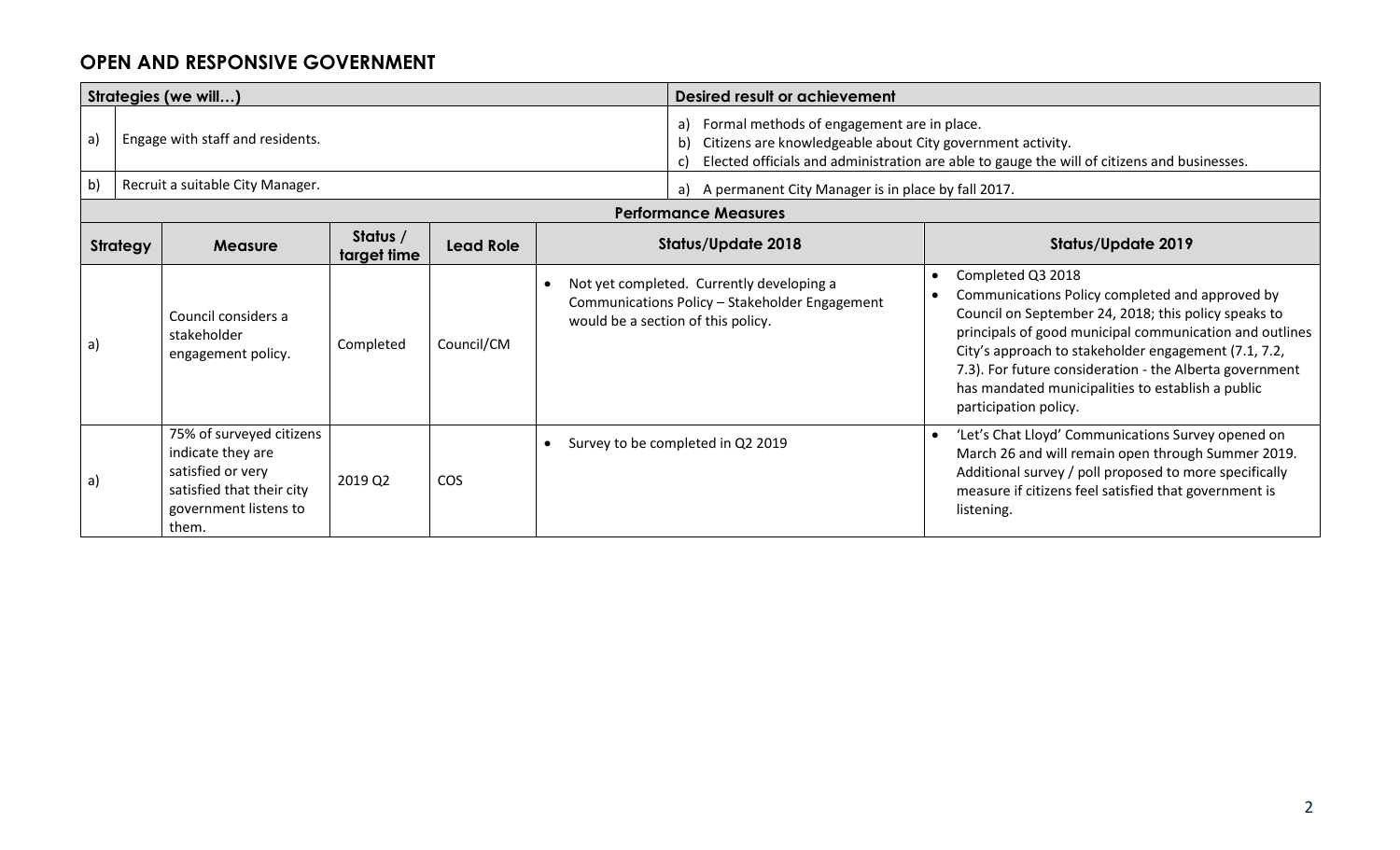## OPEN AND RESPONSIVE GOVERNMENT

| Strategies (we will…) | | Desired result or achievement |
|---|---|---|
| a) | Engage with staff and residents. | a) Formal methods of engagement are in place.<br>b) Citizens are knowledgeable about City government activity.<br>c) Elected officials and administration are able to gauge the will of citizens and businesses. |
| b) | Recruit a suitable City Manager. | a) A permanent City Manager is in place by fall 2017. |

**Performance Measures**

| Strategy | Measure | Status / target time | Lead Role | Status/Update 2018 | Status/Update 2019 |
|---|---|---|---|---|---|
| a) | Council considers a stakeholder engagement policy. | Completed | Council/CM | • Not yet completed. Currently developing a Communications Policy – Stakeholder Engagement would be a section of this policy. | • Completed Q3 2018<br>• Communications Policy completed and approved by Council on September 24, 2018; this policy speaks to principals of good municipal communication and outlines City's approach to stakeholder engagement (7.1, 7.2, 7.3). For future consideration - the Alberta government has mandated municipalities to establish a public participation policy. |
| a) | 75% of surveyed citizens indicate they are satisfied or very satisfied that their city government listens to them. | 2019 Q2 | COS | • Survey to be completed in Q2 2019 | • 'Let's Chat Lloyd' Communications Survey opened on March 26 and will remain open through Summer 2019. Additional survey / poll proposed to more specifically measure if citizens feel satisfied that government is listening. |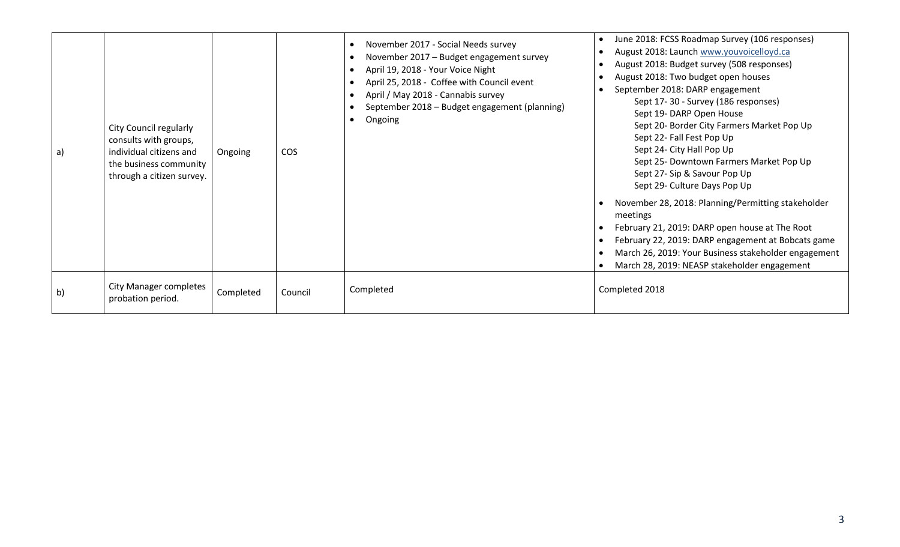| | | | | | |
|---|---|---|---|---|---|
| a) | City Council regularly consults with groups, individual citizens and the business community through a citizen survey. | Ongoing | COS | • November 2017 - Social Needs survey<br>• November 2017 – Budget engagement survey<br>• April 19, 2018 - Your Voice Night<br>• April 25, 2018 - Coffee with Council event<br>• April / May 2018 - Cannabis survey<br>• September 2018 – Budget engagement (planning)<br>• Ongoing | • June 2018: FCSS Roadmap Survey (106 responses)<br>• August 2018: Launch www.youvoicelloyd.ca<br>• August 2018: Budget survey (508 responses)<br>• August 2018: Two budget open houses<br>• September 2018: DARP engagement<br>Sept 17- 30 - Survey (186 responses)<br>Sept 19- DARP Open House<br>Sept 20- Border City Farmers Market Pop Up<br>Sept 22- Fall Fest Pop Up<br>Sept 24- City Hall Pop Up<br>Sept 25- Downtown Farmers Market Pop Up<br>Sept 27- Sip & Savour Pop Up<br>Sept 29- Culture Days Pop Up<br>• November 28, 2018: Planning/Permitting stakeholder meetings<br>• February 21, 2019: DARP open house at The Root<br>• February 22, 2019: DARP engagement at Bobcats game<br>• March 26, 2019: Your Business stakeholder engagement<br>• March 28, 2019: NEASP stakeholder engagement |
| b) | City Manager completes probation period. | Completed | Council | Completed | Completed 2018 |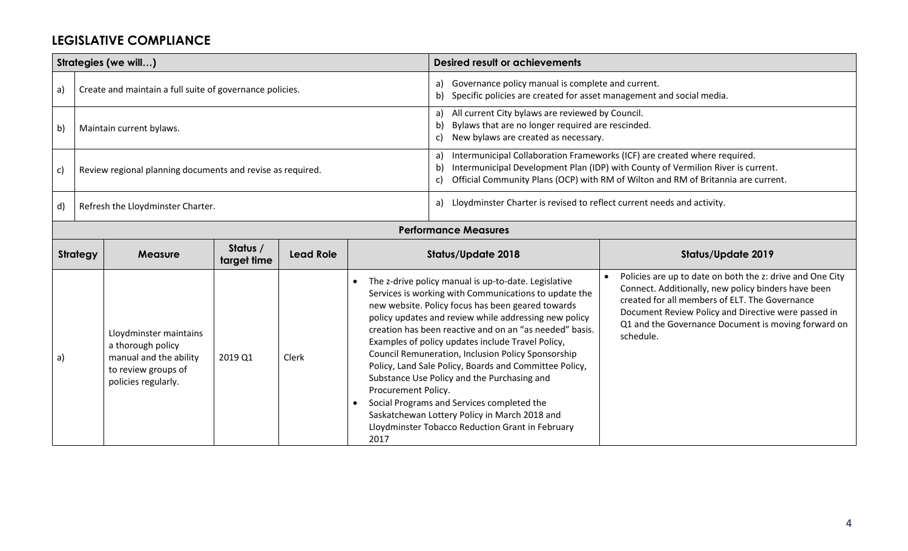## LEGISLATIVE COMPLIANCE

| | Strategies (we will…) | Desired result or achievements |
|---|---|---|
| a) | Create and maintain a full suite of governance policies. | a) Governance policy manual is complete and current.<br>b) Specific policies are created for asset management and social media. |
| b) | Maintain current bylaws. | a) All current City bylaws are reviewed by Council.<br>b) Bylaws that are no longer required are rescinded.<br>c) New bylaws are created as necessary. |
| c) | Review regional planning documents and revise as required. | a) Intermunicipal Collaboration Frameworks (ICF) are created where required.<br>b) Intermunicipal Development Plan (IDP) with County of Vermilion River is current.<br>c) Official Community Plans (OCP) with RM of Wilton and RM of Britannia are current. |
| d) | Refresh the Lloydminster Charter. | a) Lloydminster Charter is revised to reflect current needs and activity. |

**Performance Measures**

| Strategy | Measure | Status / target time | Lead Role | Status/Update 2018 | Status/Update 2019 |
|---|---|---|---|---|---|
| a) | Lloydminster maintains a thorough policy manual and the ability to review groups of policies regularly. | 2019 Q1 | Clerk | • The z-drive policy manual is up-to-date. Legislative Services is working with Communications to update the new website. Policy focus has been geared towards policy updates and review while addressing new policy creation has been reactive and on an "as needed" basis. Examples of policy updates include Travel Policy, Council Remuneration, Inclusion Policy Sponsorship Policy, Land Sale Policy, Boards and Committee Policy, Substance Use Policy and the Purchasing and Procurement Policy.<br>• Social Programs and Services completed the Saskatchewan Lottery Policy in March 2018 and Lloydminster Tobacco Reduction Grant in February 2017 | • Policies are up to date on both the z: drive and One City Connect. Additionally, new policy binders have been created for all members of ELT. The Governance Document Review Policy and Directive were passed in Q1 and the Governance Document is moving forward on schedule. |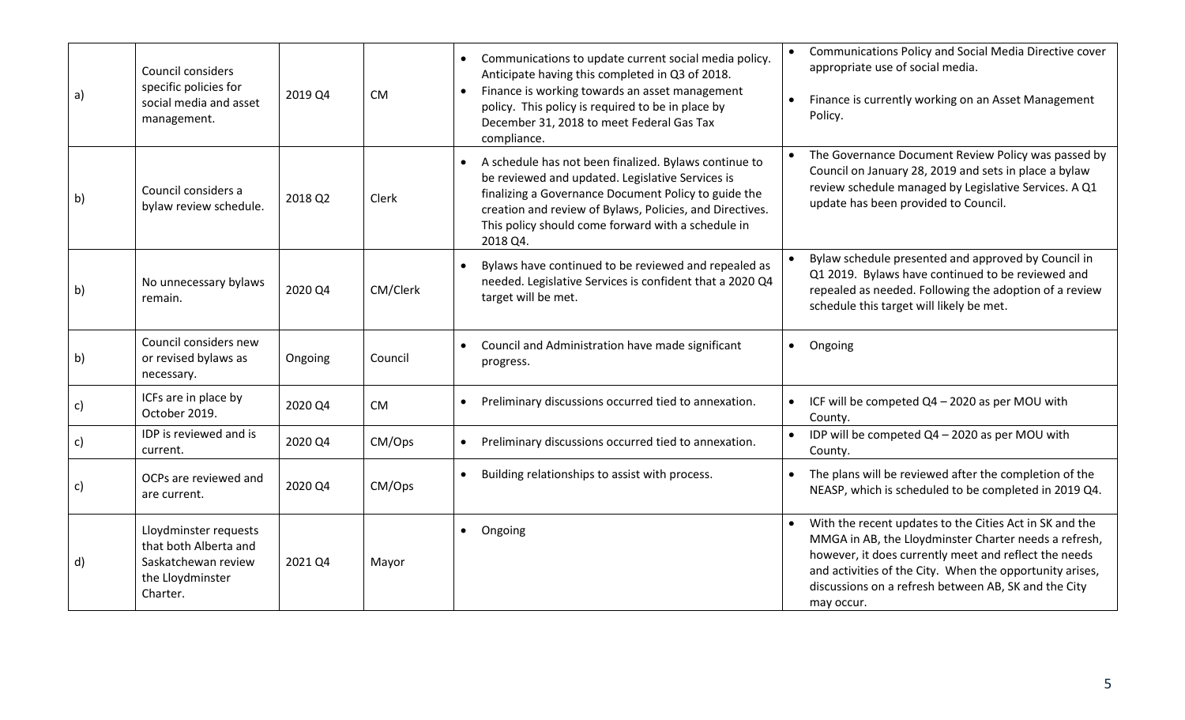| | | | | | |
|---|---|---|---|---|---|
| a) | Council considers specific policies for social media and asset management. | 2019 Q4 | CM | • Communications to update current social media policy. Anticipate having this completed in Q3 of 2018.<br>• Finance is working towards an asset management policy. This policy is required to be in place by December 31, 2018 to meet Federal Gas Tax compliance. | • Communications Policy and Social Media Directive cover appropriate use of social media.<br>• Finance is currently working on an Asset Management Policy. |
| b) | Council considers a bylaw review schedule. | 2018 Q2 | Clerk | • A schedule has not been finalized. Bylaws continue to be reviewed and updated. Legislative Services is finalizing a Governance Document Policy to guide the creation and review of Bylaws, Policies, and Directives. This policy should come forward with a schedule in 2018 Q4. | • The Governance Document Review Policy was passed by Council on January 28, 2019 and sets in place a bylaw review schedule managed by Legislative Services. A Q1 update has been provided to Council. |
| b) | No unnecessary bylaws remain. | 2020 Q4 | CM/Clerk | • Bylaws have continued to be reviewed and repealed as needed. Legislative Services is confident that a 2020 Q4 target will be met. | • Bylaw schedule presented and approved by Council in Q1 2019. Bylaws have continued to be reviewed and repealed as needed. Following the adoption of a review schedule this target will likely be met. |
| b) | Council considers new or revised bylaws as necessary. | Ongoing | Council | • Council and Administration have made significant progress. | • Ongoing |
| c) | ICFs are in place by October 2019. | 2020 Q4 | CM | • Preliminary discussions occurred tied to annexation. | • ICF will be competed Q4 – 2020 as per MOU with County. |
| c) | IDP is reviewed and is current. | 2020 Q4 | CM/Ops | • Preliminary discussions occurred tied to annexation. | • IDP will be competed Q4 – 2020 as per MOU with County. |
| c) | OCPs are reviewed and are current. | 2020 Q4 | CM/Ops | • Building relationships to assist with process. | • The plans will be reviewed after the completion of the NEASP, which is scheduled to be completed in 2019 Q4. |
| d) | Lloydminster requests that both Alberta and Saskatchewan review the Lloydminster Charter. | 2021 Q4 | Mayor | • Ongoing | • With the recent updates to the Cities Act in SK and the MMGA in AB, the Lloydminster Charter needs a refresh, however, it does currently meet and reflect the needs and activities of the City. When the opportunity arises, discussions on a refresh between AB, SK and the City may occur. |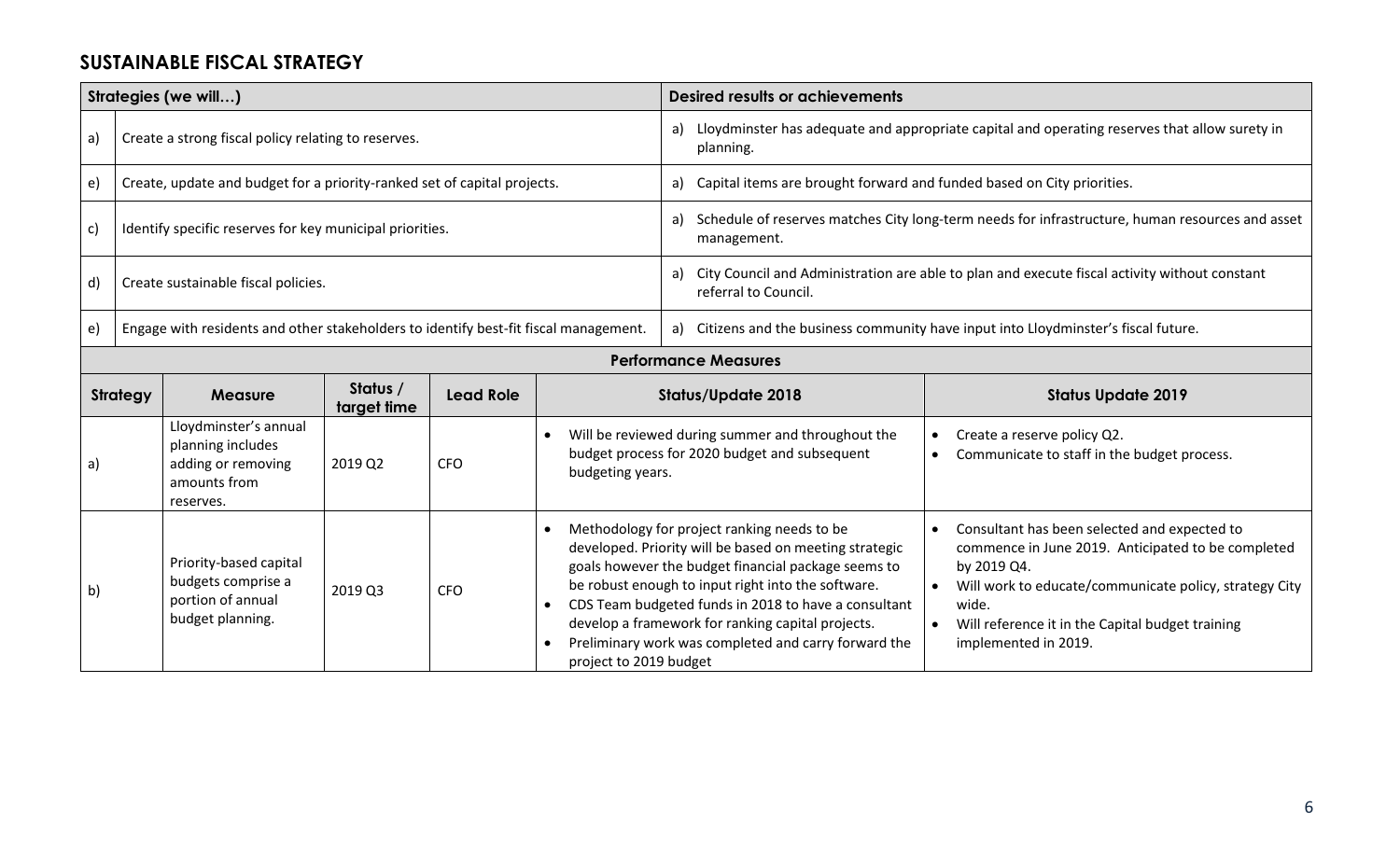## SUSTAINABLE FISCAL STRATEGY

| | Strategies (we will…) | Desired results or achievements |
|---|---|---|
| a) | Create a strong fiscal policy relating to reserves. | a) Lloydminster has adequate and appropriate capital and operating reserves that allow surety in planning. |
| e) | Create, update and budget for a priority-ranked set of capital projects. | a) Capital items are brought forward and funded based on City priorities. |
| c) | Identify specific reserves for key municipal priorities. | a) Schedule of reserves matches City long-term needs for infrastructure, human resources and asset management. |
| d) | Create sustainable fiscal policies. | a) City Council and Administration are able to plan and execute fiscal activity without constant referral to Council. |
| e) | Engage with residents and other stakeholders to identify best-fit fiscal management. | a) Citizens and the business community have input into Lloydminster's fiscal future. |

**Performance Measures**

| Strategy | Measure | Status / target time | Lead Role | Status/Update 2018 | Status Update 2019 |
|---|---|---|---|---|---|
| a) | Lloydminster's annual planning includes adding or removing amounts from reserves. | 2019 Q2 | CFO | • Will be reviewed during summer and throughout the budget process for 2020 budget and subsequent budgeting years. | • Create a reserve policy Q2.<br>• Communicate to staff in the budget process. |
| b) | Priority-based capital budgets comprise a portion of annual budget planning. | 2019 Q3 | CFO | • Methodology for project ranking needs to be developed. Priority will be based on meeting strategic goals however the budget financial package seems to be robust enough to input right into the software.<br>• CDS Team budgeted funds in 2018 to have a consultant develop a framework for ranking capital projects.<br>• Preliminary work was completed and carry forward the project to 2019 budget | • Consultant has been selected and expected to commence in June 2019. Anticipated to be completed by 2019 Q4.<br>• Will work to educate/communicate policy, strategy City wide.<br>• Will reference it in the Capital budget training implemented in 2019. |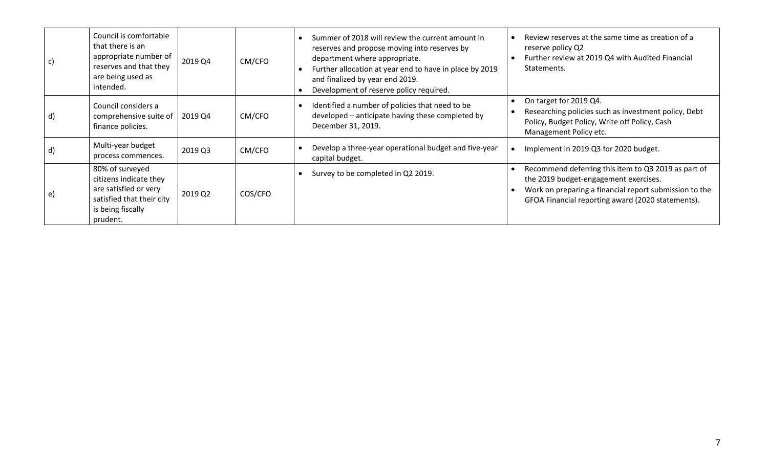| c) | Council is comfortable that there is an appropriate number of reserves and that they are being used as intended. | 2019 Q4 | CM/CFO | • Summer of 2018 will review the current amount in reserves and propose moving into reserves by department where appropriate.<br>• Further allocation at year end to have in place by 2019 and finalized by year end 2019.<br>• Development of reserve policy required. | • Review reserves at the same time as creation of a reserve policy Q2<br>• Further review at 2019 Q4 with Audited Financial Statements. |
|---|---|---|---|---|---|
| d) | Council considers a comprehensive suite of finance policies. | 2019 Q4 | CM/CFO | • Identified a number of policies that need to be developed – anticipate having these completed by December 31, 2019. | • On target for 2019 Q4.<br>• Researching policies such as investment policy, Debt Policy, Budget Policy, Write off Policy, Cash Management Policy etc. |
| d) | Multi-year budget process commences. | 2019 Q3 | CM/CFO | • Develop a three-year operational budget and five-year capital budget. | • Implement in 2019 Q3 for 2020 budget. |
| e) | 80% of surveyed citizens indicate they are satisfied or very satisfied that their city is being fiscally prudent. | 2019 Q2 | COS/CFO | • Survey to be completed in Q2 2019. | • Recommend deferring this item to Q3 2019 as part of the 2019 budget-engagement exercises.<br>• Work on preparing a financial report submission to the GFOA Financial reporting award (2020 statements). |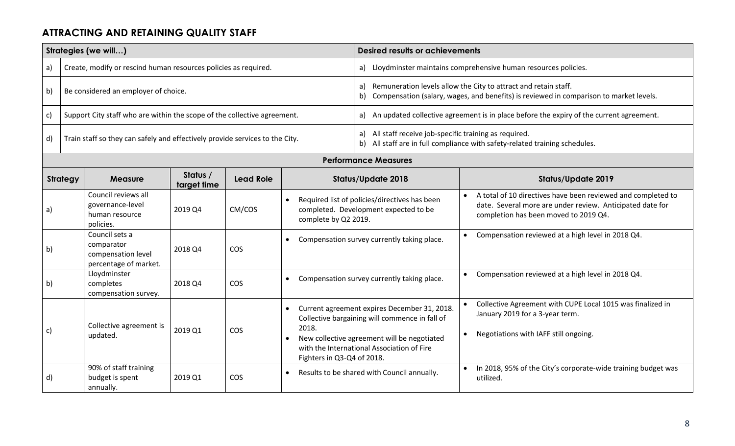## ATTRACTING AND RETAINING QUALITY STAFF

| | Strategies (we will…) | Desired results or achievements |
|---|---|---|
| a) | Create, modify or rescind human resources policies as required. | a) Lloydminster maintains comprehensive human resources policies. |
| b) | Be considered an employer of choice. | a) Remuneration levels allow the City to attract and retain staff.<br>b) Compensation (salary, wages, and benefits) is reviewed in comparison to market levels. |
| c) | Support City staff who are within the scope of the collective agreement. | a) An updated collective agreement is in place before the expiry of the current agreement. |
| d) | Train staff so they can safely and effectively provide services to the City. | a) All staff receive job-specific training as required.<br>b) All staff are in full compliance with safety-related training schedules. |

**Performance Measures**

| Strategy | Measure | Status / target time | Lead Role | Status/Update 2018 | Status/Update 2019 |
|---|---|---|---|---|---|
| a) | Council reviews all governance-level human resource policies. | 2019 Q4 | CM/COS | • Required list of policies/directives has been completed. Development expected to be complete by Q2 2019. | • A total of 10 directives have been reviewed and completed to date. Several more are under review. Anticipated date for completion has been moved to 2019 Q4. |
| b) | Council sets a comparator compensation level percentage of market. | 2018 Q4 | COS | • Compensation survey currently taking place. | • Compensation reviewed at a high level in 2018 Q4. |
| b) | Lloydminster completes compensation survey. | 2018 Q4 | COS | • Compensation survey currently taking place. | • Compensation reviewed at a high level in 2018 Q4. |
| c) | Collective agreement is updated. | 2019 Q1 | COS | • Current agreement expires December 31, 2018. Collective bargaining will commence in fall of 2018.<br>• New collective agreement will be negotiated with the International Association of Fire Fighters in Q3-Q4 of 2018. | • Collective Agreement with CUPE Local 1015 was finalized in January 2019 for a 3-year term.<br>• Negotiations with IAFF still ongoing. |
| d) | 90% of staff training budget is spent annually. | 2019 Q1 | COS | • Results to be shared with Council annually. | • In 2018, 95% of the City's corporate-wide training budget was utilized. |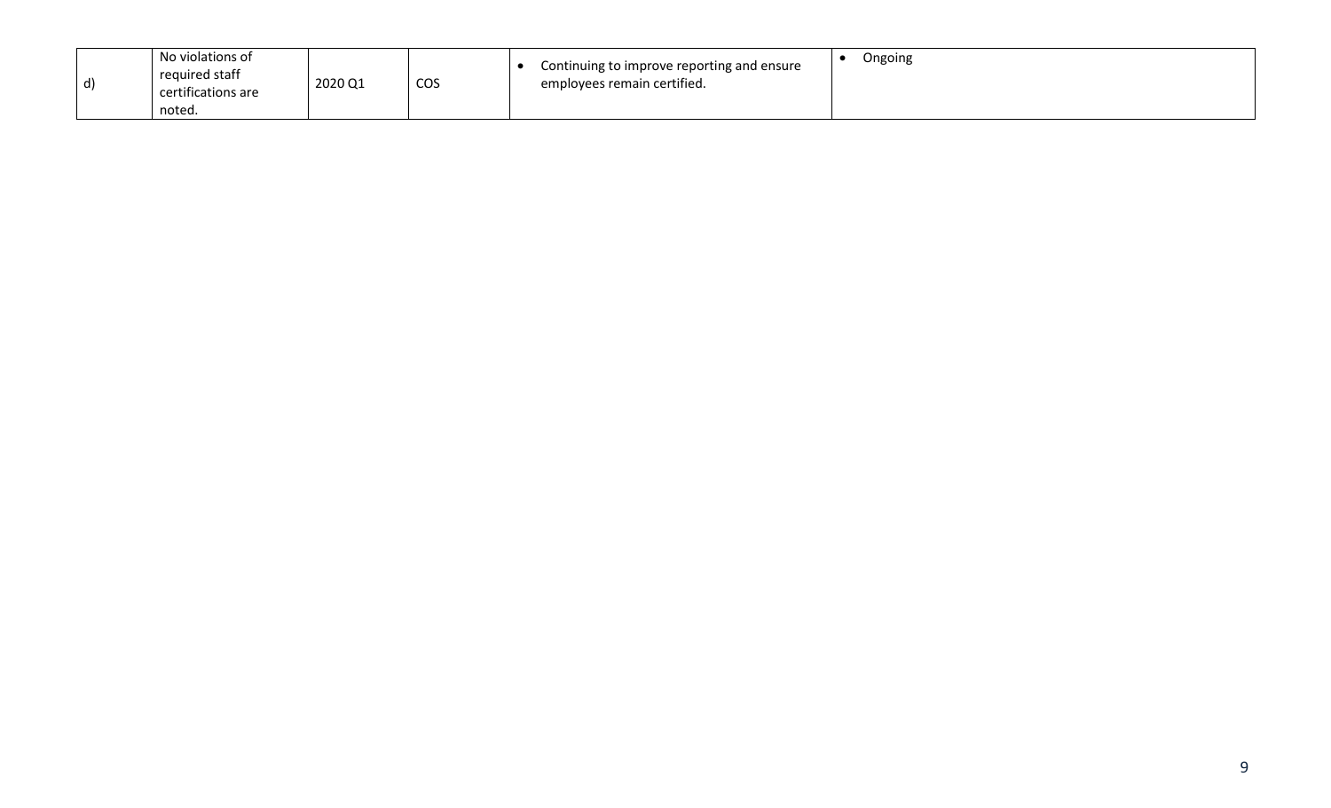| | | | | | |
|---|---|---|---|---|---|
| d) | No violations of required staff certifications are noted. | 2020 Q1 | COS | • Continuing to improve reporting and ensure employees remain certified. | • Ongoing |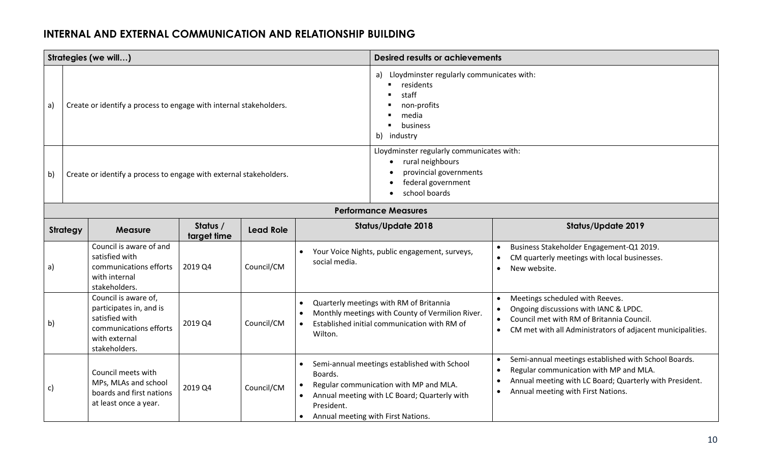## INTERNAL AND EXTERNAL COMMUNICATION AND RELATIONSHIP BUILDING

| | Strategies (we will…) | Desired results or achievements |
|---|---|---|
| a) | Create or identify a process to engage with internal stakeholders. | a) Lloydminster regularly communicates with:<br>▪ residents<br>▪ staff<br>▪ non-profits<br>▪ media<br>▪ business<br>b) industry |
| b) | Create or identify a process to engage with external stakeholders. | Lloydminster regularly communicates with:<br>• rural neighbours<br>• provincial governments<br>• federal government<br>• school boards |

**Performance Measures**

| Strategy | Measure | Status / target time | Lead Role | Status/Update 2018 | Status/Update 2019 |
|---|---|---|---|---|---|
| a) | Council is aware of and satisfied with communications efforts with internal stakeholders. | 2019 Q4 | Council/CM | • Your Voice Nights, public engagement, surveys, social media. | • Business Stakeholder Engagement-Q1 2019.<br>• CM quarterly meetings with local businesses.<br>• New website. |
| b) | Council is aware of, participates in, and is satisfied with communications efforts with external stakeholders. | 2019 Q4 | Council/CM | • Quarterly meetings with RM of Britannia<br>• Monthly meetings with County of Vermilion River.<br>• Established initial communication with RM of Wilton. | • Meetings scheduled with Reeves.<br>• Ongoing discussions with IANC & LPDC.<br>• Council met with RM of Britannia Council.<br>• CM met with all Administrators of adjacent municipalities. |
| c) | Council meets with MPs, MLAs and school boards and first nations at least once a year. | 2019 Q4 | Council/CM | • Semi-annual meetings established with School Boards.<br>• Regular communication with MP and MLA.<br>• Annual meeting with LC Board; Quarterly with President.<br>• Annual meeting with First Nations. | • Semi-annual meetings established with School Boards.<br>• Regular communication with MP and MLA.<br>• Annual meeting with LC Board; Quarterly with President.<br>• Annual meeting with First Nations. |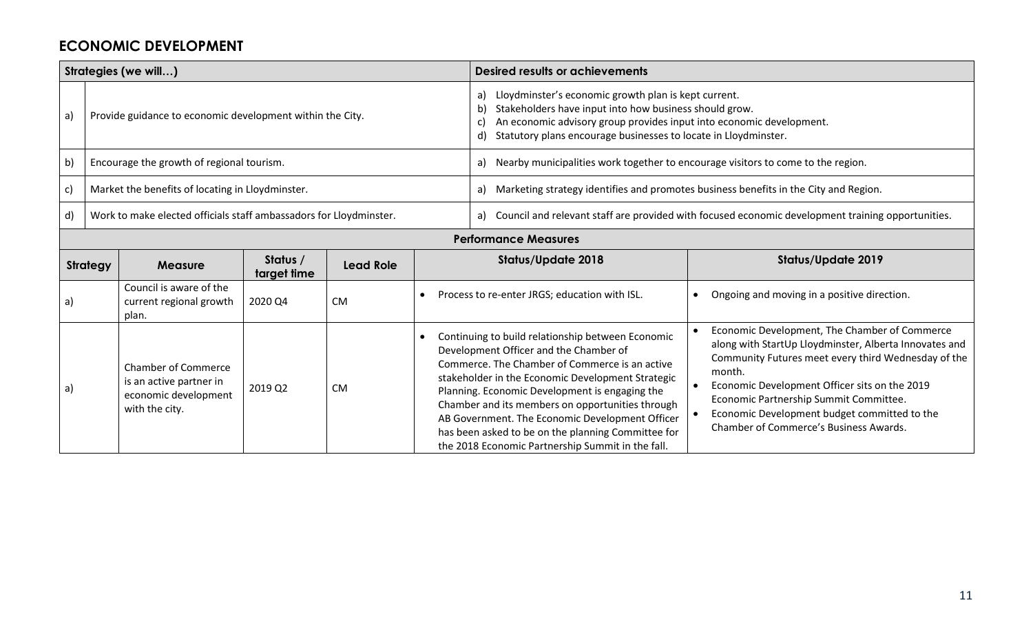## ECONOMIC DEVELOPMENT

| | Strategies (we will…) | Desired results or achievements |
|---|---|---|
| a) | Provide guidance to economic development within the City. | a) Lloydminster's economic growth plan is kept current.<br>b) Stakeholders have input into how business should grow.<br>c) An economic advisory group provides input into economic development.<br>d) Statutory plans encourage businesses to locate in Lloydminster. |
| b) | Encourage the growth of regional tourism. | a) Nearby municipalities work together to encourage visitors to come to the region. |
| c) | Market the benefits of locating in Lloydminster. | a) Marketing strategy identifies and promotes business benefits in the City and Region. |
| d) | Work to make elected officials staff ambassadors for Lloydminster. | a) Council and relevant staff are provided with focused economic development training opportunities. |

**Performance Measures**

| Strategy | Measure | Status / target time | Lead Role | Status/Update 2018 | Status/Update 2019 |
|---|---|---|---|---|---|
| a) | Council is aware of the current regional growth plan. | 2020 Q4 | CM | • Process to re-enter JRGS; education with ISL. | • Ongoing and moving in a positive direction. |
| a) | Chamber of Commerce is an active partner in economic development with the city. | 2019 Q2 | CM | • Continuing to build relationship between Economic Development Officer and the Chamber of Commerce. The Chamber of Commerce is an active stakeholder in the Economic Development Strategic Planning. Economic Development is engaging the Chamber and its members on opportunities through AB Government. The Economic Development Officer has been asked to be on the planning Committee for the 2018 Economic Partnership Summit in the fall. | • Economic Development, The Chamber of Commerce along with StartUp Lloydminster, Alberta Innovates and Community Futures meet every third Wednesday of the month.<br>• Economic Development Officer sits on the 2019 Economic Partnership Summit Committee.<br>• Economic Development budget committed to the Chamber of Commerce's Business Awards. |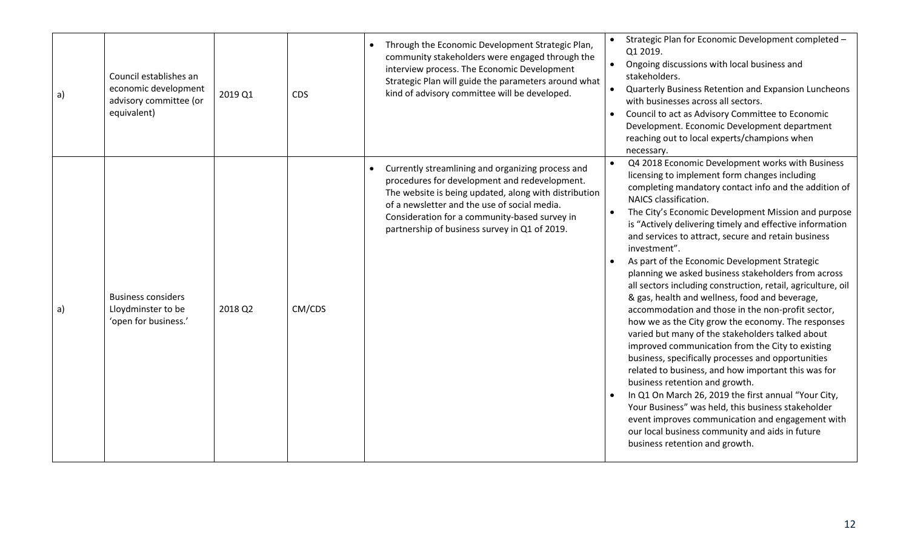| a) | Council establishes an economic development advisory committee (or equivalent) | 2019 Q1 | CDS | • Through the Economic Development Strategic Plan, community stakeholders were engaged through the interview process. The Economic Development Strategic Plan will guide the parameters around what kind of advisory committee will be developed. | • Strategic Plan for Economic Development completed – Q1 2019.<br>• Ongoing discussions with local business and stakeholders.<br>• Quarterly Business Retention and Expansion Luncheons with businesses across all sectors.<br>• Council to act as Advisory Committee to Economic Development. Economic Development department reaching out to local experts/champions when necessary. |
|---|---|---|---|---|---|
| a) | Business considers Lloydminster to be 'open for business.' | 2018 Q2 | CM/CDS | • Currently streamlining and organizing process and procedures for development and redevelopment. The website is being updated, along with distribution of a newsletter and the use of social media. Consideration for a community-based survey in partnership of business survey in Q1 of 2019. | • Q4 2018 Economic Development works with Business licensing to implement form changes including completing mandatory contact info and the addition of NAICS classification.<br>• The City's Economic Development Mission and purpose is "Actively delivering timely and effective information and services to attract, secure and retain business investment".<br>• As part of the Economic Development Strategic planning we asked business stakeholders from across all sectors including construction, retail, agriculture, oil & gas, health and wellness, food and beverage, accommodation and those in the non-profit sector, how we as the City grow the economy. The responses varied but many of the stakeholders talked about improved communication from the City to existing business, specifically processes and opportunities related to business, and how important this was for business retention and growth.<br>• In Q1 On March 26, 2019 the first annual "Your City, Your Business" was held, this business stakeholder event improves communication and engagement with our local business community and aids in future business retention and growth. |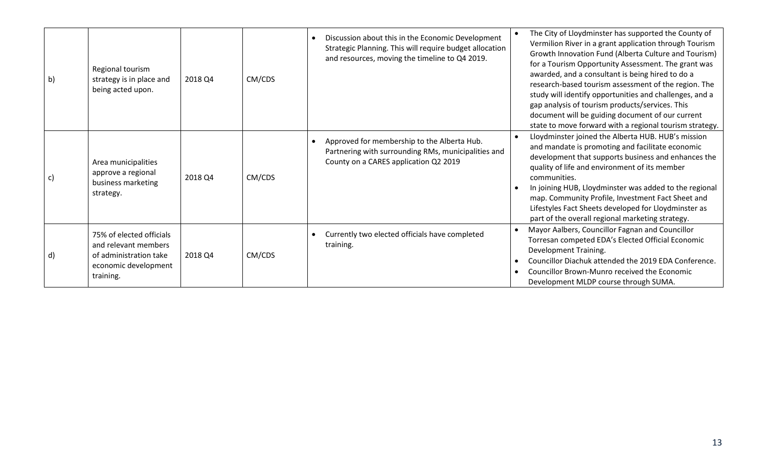| | | | | | |
|---|---|---|---|---|---|
| b) | Regional tourism strategy is in place and being acted upon. | 2018 Q4 | CM/CDS | • Discussion about this in the Economic Development Strategic Planning. This will require budget allocation and resources, moving the timeline to Q4 2019. | • The City of Lloydminster has supported the County of Vermilion River in a grant application through Tourism Growth Innovation Fund (Alberta Culture and Tourism) for a Tourism Opportunity Assessment. The grant was awarded, and a consultant is being hired to do a research-based tourism assessment of the region. The study will identify opportunities and challenges, and a gap analysis of tourism products/services. This document will be guiding document of our current state to move forward with a regional tourism strategy. |
| c) | Area municipalities approve a regional business marketing strategy. | 2018 Q4 | CM/CDS | • Approved for membership to the Alberta Hub. Partnering with surrounding RMs, municipalities and County on a CARES application Q2 2019 | • Lloydminster joined the Alberta HUB. HUB's mission and mandate is promoting and facilitate economic development that supports business and enhances the quality of life and environment of its member communities.<br>• In joining HUB, Lloydminster was added to the regional map. Community Profile, Investment Fact Sheet and Lifestyles Fact Sheets developed for Lloydminster as part of the overall regional marketing strategy. |
| d) | 75% of elected officials and relevant members of administration take economic development training. | 2018 Q4 | CM/CDS | • Currently two elected officials have completed training. | • Mayor Aalbers, Councillor Fagnan and Councillor Torresan competed EDA's Elected Official Economic Development Training.<br>• Councillor Diachuk attended the 2019 EDA Conference.<br>• Councillor Brown-Munro received the Economic Development MLDP course through SUMA. |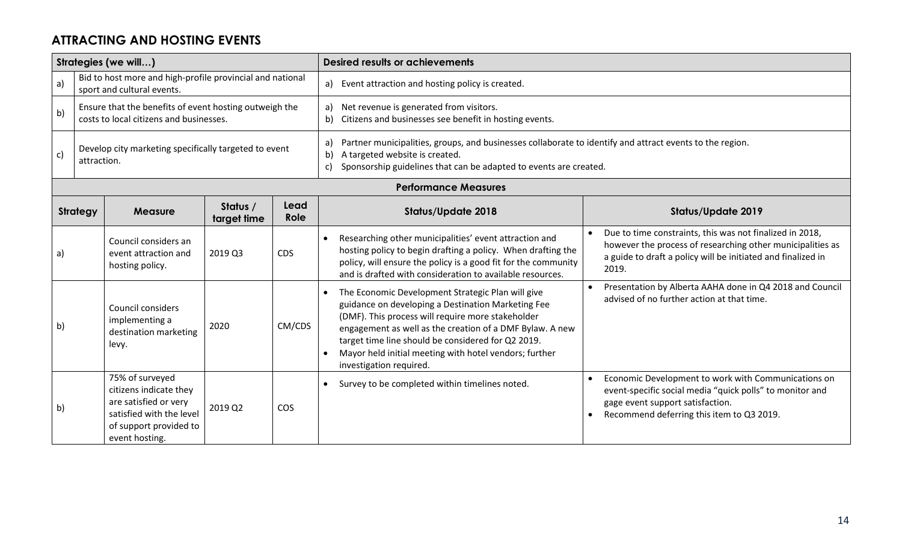## ATTRACTING AND HOSTING EVENTS

| | Strategies (we will…) | Desired results or achievements |
|---|---|---|
| a) | Bid to host more and high-profile provincial and national sport and cultural events. | a) Event attraction and hosting policy is created. |
| b) | Ensure that the benefits of event hosting outweigh the costs to local citizens and businesses. | a) Net revenue is generated from visitors.<br>b) Citizens and businesses see benefit in hosting events. |
| c) | Develop city marketing specifically targeted to event attraction. | a) Partner municipalities, groups, and businesses collaborate to identify and attract events to the region.<br>b) A targeted website is created.<br>c) Sponsorship guidelines that can be adapted to events are created. |

**Performance Measures**

| Strategy | Measure | Status / target time | Lead Role | Status/Update 2018 | Status/Update 2019 |
|---|---|---|---|---|---|
| a) | Council considers an event attraction and hosting policy. | 2019 Q3 | CDS | • Researching other municipalities' event attraction and hosting policy to begin drafting a policy. When drafting the policy, will ensure the policy is a good fit for the community and is drafted with consideration to available resources. | • Due to time constraints, this was not finalized in 2018, however the process of researching other municipalities as a guide to draft a policy will be initiated and finalized in 2019. |
| b) | Council considers implementing a destination marketing levy. | 2020 | CM/CDS | • The Economic Development Strategic Plan will give guidance on developing a Destination Marketing Fee (DMF). This process will require more stakeholder engagement as well as the creation of a DMF Bylaw. A new target time line should be considered for Q2 2019.<br>• Mayor held initial meeting with hotel vendors; further investigation required. | • Presentation by Alberta AAHA done in Q4 2018 and Council advised of no further action at that time. |
| b) | 75% of surveyed citizens indicate they are satisfied or very satisfied with the level of support provided to event hosting. | 2019 Q2 | COS | • Survey to be completed within timelines noted. | • Economic Development to work with Communications on event-specific social media "quick polls" to monitor and gage event support satisfaction.<br>• Recommend deferring this item to Q3 2019. |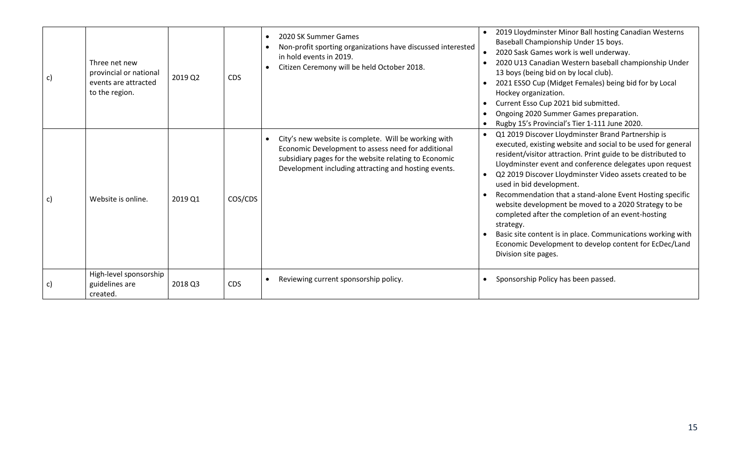| | | | | | |
|---|---|---|---|---|---|
| c) | Three net new provincial or national events are attracted to the region. | 2019 Q2 | CDS | • 2020 SK Summer Games<br>• Non-profit sporting organizations have discussed interested in hold events in 2019.<br>• Citizen Ceremony will be held October 2018. | • 2019 Lloydminster Minor Ball hosting Canadian Westerns Baseball Championship Under 15 boys.<br>• 2020 Sask Games work is well underway.<br>• 2020 U13 Canadian Western baseball championship Under 13 boys (being bid on by local club).<br>• 2021 ESSO Cup (Midget Females) being bid for by Local Hockey organization.<br>• Current Esso Cup 2021 bid submitted.<br>• Ongoing 2020 Summer Games preparation.<br>• Rugby 15's Provincial's Tier 1-111 June 2020. |
| c) | Website is online. | 2019 Q1 | COS/CDS | • City's new website is complete. Will be working with Economic Development to assess need for additional subsidiary pages for the website relating to Economic Development including attracting and hosting events. | • Q1 2019 Discover Lloydminster Brand Partnership is executed, existing website and social to be used for general resident/visitor attraction. Print guide to be distributed to Lloydminster event and conference delegates upon request<br>• Q2 2019 Discover Lloydminster Video assets created to be used in bid development.<br>• Recommendation that a stand-alone Event Hosting specific website development be moved to a 2020 Strategy to be completed after the completion of an event-hosting strategy.<br>• Basic site content is in place. Communications working with Economic Development to develop content for EcDec/Land Division site pages. |
| c) | High-level sponsorship guidelines are created. | 2018 Q3 | CDS | • Reviewing current sponsorship policy. | • Sponsorship Policy has been passed. |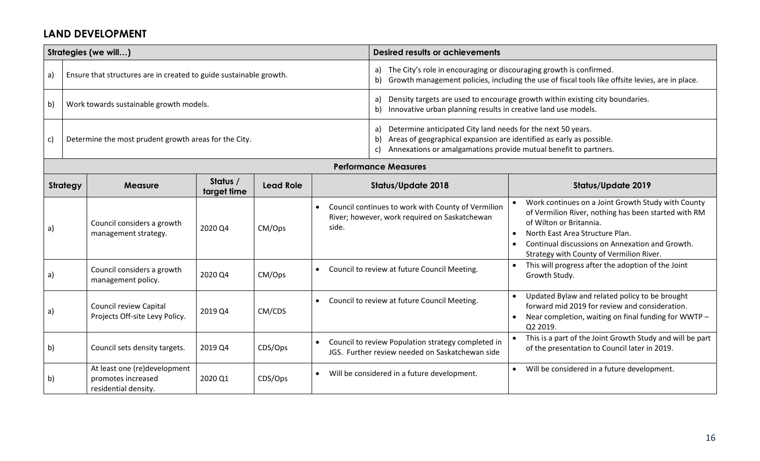## LAND DEVELOPMENT

| | Strategies (we will…) | Desired results or achievements |
|---|---|---|
| a) | Ensure that structures are in created to guide sustainable growth. | a) The City's role in encouraging or discouraging growth is confirmed.<br>b) Growth management policies, including the use of fiscal tools like offsite levies, are in place. |
| b) | Work towards sustainable growth models. | a) Density targets are used to encourage growth within existing city boundaries.<br>b) Innovative urban planning results in creative land use models. |
| c) | Determine the most prudent growth areas for the City. | a) Determine anticipated City land needs for the next 50 years.<br>b) Areas of geographical expansion are identified as early as possible.<br>c) Annexations or amalgamations provide mutual benefit to partners. |

**Performance Measures**

| Strategy | Measure | Status / target time | Lead Role | Status/Update 2018 | Status/Update 2019 |
|---|---|---|---|---|---|
| a) | Council considers a growth management strategy. | 2020 Q4 | CM/Ops | • Council continues to work with County of Vermilion River; however, work required on Saskatchewan side. | • Work continues on a Joint Growth Study with County of Vermilion River, nothing has been started with RM of Wilton or Britannia.<br>• North East Area Structure Plan.<br>• Continual discussions on Annexation and Growth. Strategy with County of Vermilion River. |
| a) | Council considers a growth management policy. | 2020 Q4 | CM/Ops | • Council to review at future Council Meeting. | • This will progress after the adoption of the Joint Growth Study. |
| a) | Council review Capital Projects Off-site Levy Policy. | 2019 Q4 | CM/CDS | • Council to review at future Council Meeting. | • Updated Bylaw and related policy to be brought forward mid 2019 for review and consideration.<br>• Near completion, waiting on final funding for WWTP – Q2 2019. |
| b) | Council sets density targets. | 2019 Q4 | CDS/Ops | • Council to review Population strategy completed in JGS. Further review needed on Saskatchewan side | • This is a part of the Joint Growth Study and will be part of the presentation to Council later in 2019. |
| b) | At least one (re)development promotes increased residential density. | 2020 Q1 | CDS/Ops | • Will be considered in a future development. | • Will be considered in a future development. |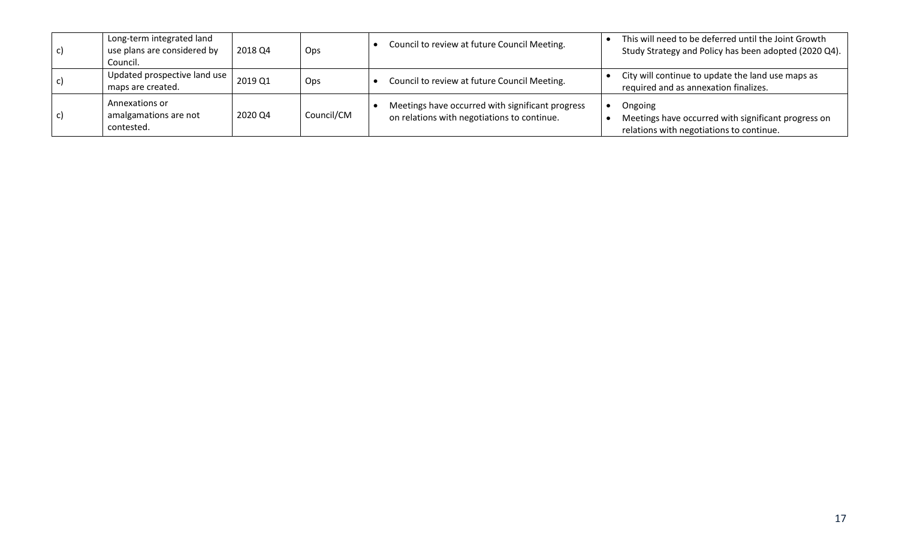| c) | Long-term integrated land use plans are considered by Council. | 2018 Q4 | Ops | • Council to review at future Council Meeting. | • This will need to be deferred until the Joint Growth Study Strategy and Policy has been adopted (2020 Q4). |
|---|---|---|---|---|---|
| c) | Updated prospective land use maps are created. | 2019 Q1 | Ops | • Council to review at future Council Meeting. | • City will continue to update the land use maps as required and as annexation finalizes. |
| c) | Annexations or amalgamations are not contested. | 2020 Q4 | Council/CM | • Meetings have occurred with significant progress on relations with negotiations to continue. | • Ongoing<br>• Meetings have occurred with significant progress on relations with negotiations to continue. |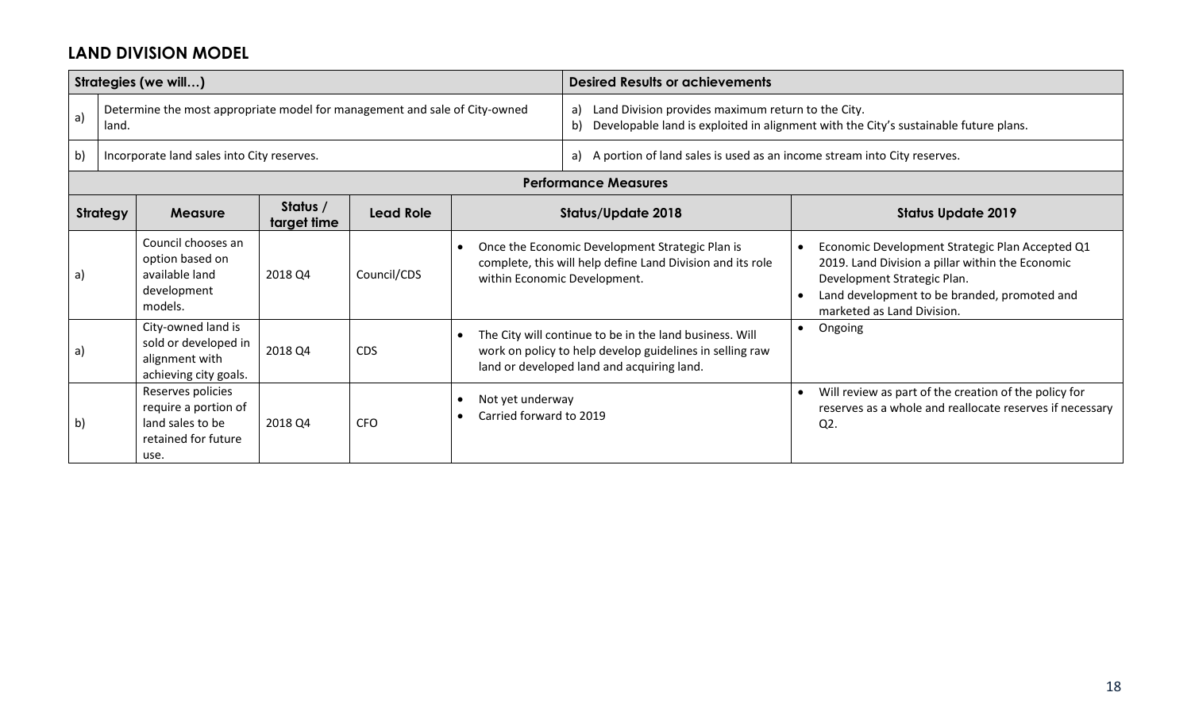## LAND DIVISION MODEL

| | Strategies (we will…) | Desired Results or achievements |
|---|---|---|
| a) | Determine the most appropriate model for management and sale of City-owned land. | a) Land Division provides maximum return to the City.<br>b) Developable land is exploited in alignment with the City's sustainable future plans. |
| b) | Incorporate land sales into City reserves. | a) A portion of land sales is used as an income stream into City reserves. |

**Performance Measures**

| Strategy | Measure | Status / target time | Lead Role | Status/Update 2018 | Status Update 2019 |
|---|---|---|---|---|---|
| a) | Council chooses an option based on available land development models. | 2018 Q4 | Council/CDS | • Once the Economic Development Strategic Plan is complete, this will help define Land Division and its role within Economic Development. | • Economic Development Strategic Plan Accepted Q1 2019. Land Division a pillar within the Economic Development Strategic Plan.<br>• Land development to be branded, promoted and marketed as Land Division. |
| a) | City-owned land is sold or developed in alignment with achieving city goals. | 2018 Q4 | CDS | • The City will continue to be in the land business. Will work on policy to help develop guidelines in selling raw land or developed land and acquiring land. | • Ongoing |
| b) | Reserves policies require a portion of land sales to be retained for future use. | 2018 Q4 | CFO | • Not yet underway<br>• Carried forward to 2019 | • Will review as part of the creation of the policy for reserves as a whole and reallocate reserves if necessary Q2. |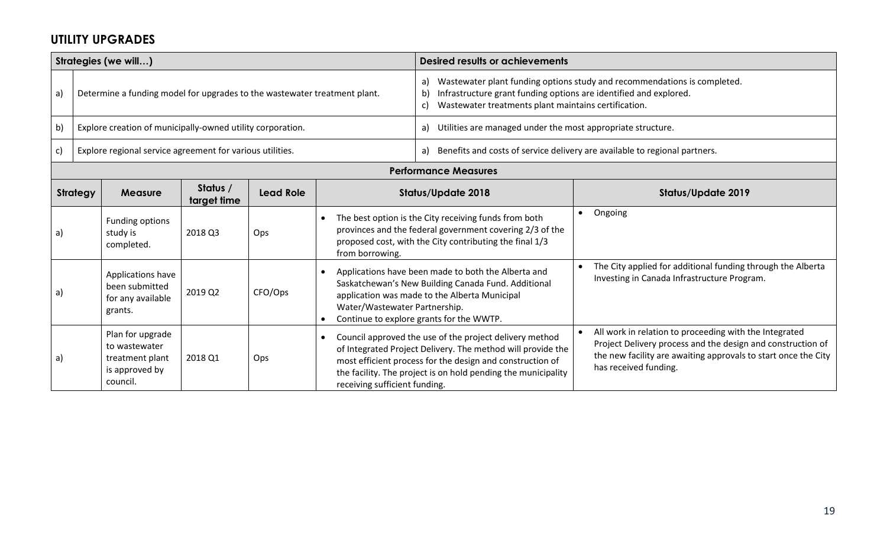## UTILITY UPGRADES

| Strategies (we will…) | | Desired results or achievements |
|---|---|---|
| a) | Determine a funding model for upgrades to the wastewater treatment plant. | a) Wastewater plant funding options study and recommendations is completed.<br>b) Infrastructure grant funding options are identified and explored.<br>c) Wastewater treatments plant maintains certification. |
| b) | Explore creation of municipally-owned utility corporation. | a) Utilities are managed under the most appropriate structure. |
| c) | Explore regional service agreement for various utilities. | a) Benefits and costs of service delivery are available to regional partners. |

**Performance Measures**

| Strategy | Measure | Status / target time | Lead Role | Status/Update 2018 | Status/Update 2019 |
|---|---|---|---|---|---|
| a) | Funding options study is completed. | 2018 Q3 | Ops | • The best option is the City receiving funds from both provinces and the federal government covering 2/3 of the proposed cost, with the City contributing the final 1/3 from borrowing. | • Ongoing |
| a) | Applications have been submitted for any available grants. | 2019 Q2 | CFO/Ops | • Applications have been made to both the Alberta and Saskatchewan's New Building Canada Fund. Additional application was made to the Alberta Municipal Water/Wastewater Partnership.<br>• Continue to explore grants for the WWTP. | • The City applied for additional funding through the Alberta Investing in Canada Infrastructure Program. |
| a) | Plan for upgrade to wastewater treatment plant is approved by council. | 2018 Q1 | Ops | • Council approved the use of the project delivery method of Integrated Project Delivery. The method will provide the most efficient process for the design and construction of the facility. The project is on hold pending the municipality receiving sufficient funding. | • All work in relation to proceeding with the Integrated Project Delivery process and the design and construction of the new facility are awaiting approvals to start once the City has received funding. |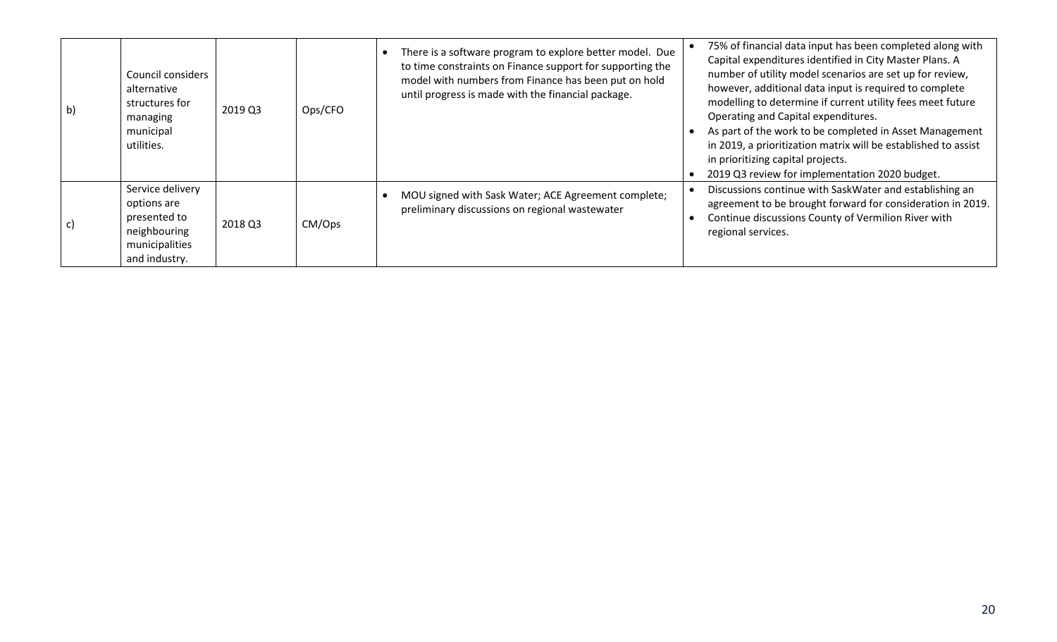| | | | | | |
|---|---|---|---|---|---|
| b) | Council considers alternative structures for managing municipal utilities. | 2019 Q3 | Ops/CFO | • There is a software program to explore better model. Due to time constraints on Finance support for supporting the model with numbers from Finance has been put on hold until progress is made with the financial package. | • 75% of financial data input has been completed along with Capital expenditures identified in City Master Plans. A number of utility model scenarios are set up for review, however, additional data input is required to complete modelling to determine if current utility fees meet future Operating and Capital expenditures.<br>• As part of the work to be completed in Asset Management in 2019, a prioritization matrix will be established to assist in prioritizing capital projects.<br>• 2019 Q3 review for implementation 2020 budget. |
| c) | Service delivery options are presented to neighbouring municipalities and industry. | 2018 Q3 | CM/Ops | • MOU signed with Sask Water; ACE Agreement complete; preliminary discussions on regional wastewater | • Discussions continue with SaskWater and establishing an agreement to be brought forward for consideration in 2019.<br>• Continue discussions County of Vermilion River with regional services. |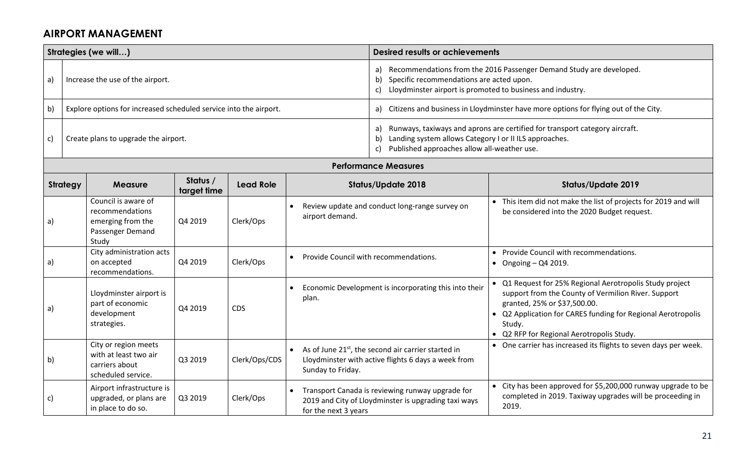## AIRPORT MANAGEMENT

| | Strategies (we will…) | Desired results or achievements |
|---|---|---|
| a) | Increase the use of the airport. | a) Recommendations from the 2016 Passenger Demand Study are developed.<br>b) Specific recommendations are acted upon.<br>c) Lloydminster airport is promoted to business and industry. |
| b) | Explore options for increased scheduled service into the airport. | a) Citizens and business in Lloydminster have more options for flying out of the City. |
| c) | Create plans to upgrade the airport. | a) Runways, taxiways and aprons are certified for transport category aircraft.<br>b) Landing system allows Category I or II ILS approaches.<br>c) Published approaches allow all-weather use. |

**Performance Measures**

| Strategy | Measure | Status / target time | Lead Role | Status/Update 2018 | Status/Update 2019 |
|---|---|---|---|---|---|
| a) | Council is aware of recommendations emerging from the Passenger Demand Study | Q4 2019 | Clerk/Ops | • Review update and conduct long-range survey on airport demand. | • This item did not make the list of projects for 2019 and will be considered into the 2020 Budget request. |
| a) | City administration acts on accepted recommendations. | Q4 2019 | Clerk/Ops | • Provide Council with recommendations. | • Provide Council with recommendations.<br>• Ongoing – Q4 2019. |
| a) | Lloydminster airport is part of economic development strategies. | Q4 2019 | CDS | • Economic Development is incorporating this into their plan. | • Q1 Request for 25% Regional Aerotropolis Study project support from the County of Vermilion River. Support granted, 25% or $37,500.00.<br>• Q2 Application for CARES funding for Regional Aerotropolis Study.<br>• Q2 RFP for Regional Aerotropolis Study. |
| b) | City or region meets with at least two air carriers about scheduled service. | Q3 2019 | Clerk/Ops/CDS | • As of June 21st, the second air carrier started in Lloydminster with active flights 6 days a week from Sunday to Friday. | • One carrier has increased its flights to seven days per week. |
| c) | Airport infrastructure is upgraded, or plans are in place to do so. | Q3 2019 | Clerk/Ops | • Transport Canada is reviewing runway upgrade for 2019 and City of Lloydminster is upgrading taxi ways for the next 3 years | • City has been approved for $5,200,000 runway upgrade to be completed in 2019. Taxiway upgrades will be proceeding in 2019. |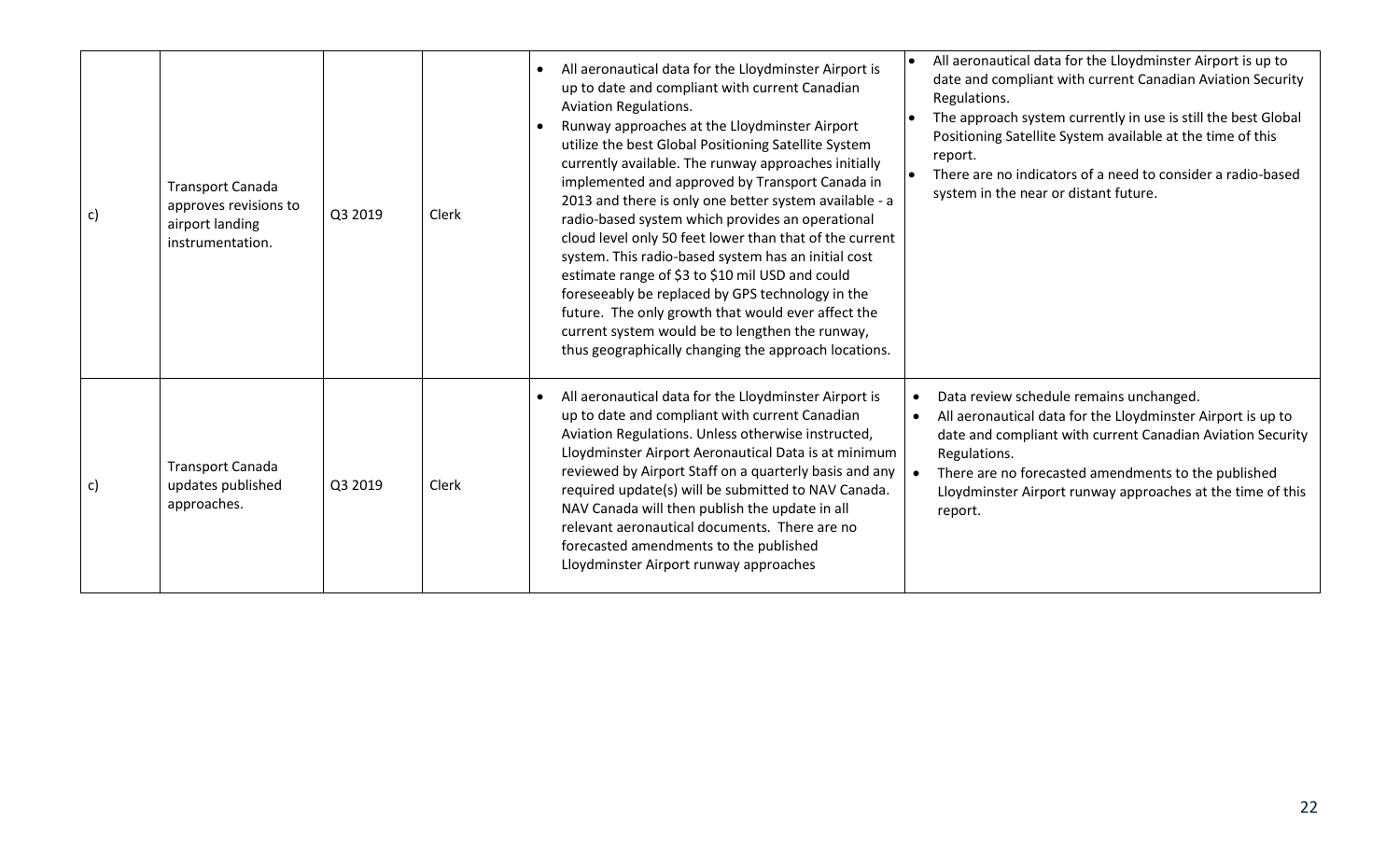| | | | | | |
|---|---|---|---|---|---|
| c) | Transport Canada approves revisions to airport landing instrumentation. | Q3 2019 | Clerk | • All aeronautical data for the Lloydminster Airport is up to date and compliant with current Canadian Aviation Regulations.<br>• Runway approaches at the Lloydminster Airport utilize the best Global Positioning Satellite System currently available. The runway approaches initially implemented and approved by Transport Canada in 2013 and there is only one better system available - a radio-based system which provides an operational cloud level only 50 feet lower than that of the current system. This radio-based system has an initial cost estimate range of $3 to $10 mil USD and could foreseeably be replaced by GPS technology in the future. The only growth that would ever affect the current system would be to lengthen the runway, thus geographically changing the approach locations. | • All aeronautical data for the Lloydminster Airport is up to date and compliant with current Canadian Aviation Security Regulations.<br>• The approach system currently in use is still the best Global Positioning Satellite System available at the time of this report.<br>• There are no indicators of a need to consider a radio-based system in the near or distant future. |
| c) | Transport Canada updates published approaches. | Q3 2019 | Clerk | • All aeronautical data for the Lloydminster Airport is up to date and compliant with current Canadian Aviation Regulations. Unless otherwise instructed, Lloydminster Airport Aeronautical Data is at minimum reviewed by Airport Staff on a quarterly basis and any required update(s) will be submitted to NAV Canada. NAV Canada will then publish the update in all relevant aeronautical documents. There are no forecasted amendments to the published Lloydminster Airport runway approaches | • Data review schedule remains unchanged.<br>• All aeronautical data for the Lloydminster Airport is up to date and compliant with current Canadian Aviation Security Regulations.<br>• There are no forecasted amendments to the published Lloydminster Airport runway approaches at the time of this report. |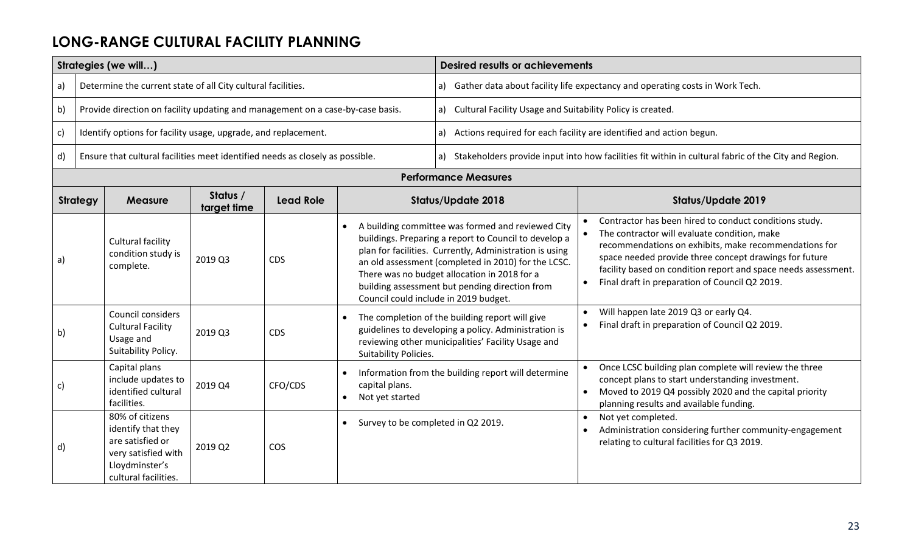## LONG-RANGE CULTURAL FACILITY PLANNING

| | Strategies (we will…) | Desired results or achievements |
|---|---|---|
| a) | Determine the current state of all City cultural facilities. | a) Gather data about facility life expectancy and operating costs in Work Tech. |
| b) | Provide direction on facility updating and management on a case-by-case basis. | a) Cultural Facility Usage and Suitability Policy is created. |
| c) | Identify options for facility usage, upgrade, and replacement. | a) Actions required for each facility are identified and action begun. |
| d) | Ensure that cultural facilities meet identified needs as closely as possible. | a) Stakeholders provide input into how facilities fit within in cultural fabric of the City and Region. |

**Performance Measures**

| Strategy | Measure | Status / target time | Lead Role | Status/Update 2018 | Status/Update 2019 |
|---|---|---|---|---|---|
| a) | Cultural facility condition study is complete. | 2019 Q3 | CDS | • A building committee was formed and reviewed City buildings. Preparing a report to Council to develop a plan for facilities. Currently, Administration is using an old assessment (completed in 2010) for the LCSC. There was no budget allocation in 2018 for a building assessment but pending direction from Council could include in 2019 budget. | • Contractor has been hired to conduct conditions study.<br>• The contractor will evaluate condition, make recommendations on exhibits, make recommendations for space needed provide three concept drawings for future facility based on condition report and space needs assessment.<br>• Final draft in preparation of Council Q2 2019. |
| b) | Council considers Cultural Facility Usage and Suitability Policy. | 2019 Q3 | CDS | • The completion of the building report will give guidelines to developing a policy. Administration is reviewing other municipalities' Facility Usage and Suitability Policies. | • Will happen late 2019 Q3 or early Q4.<br>• Final draft in preparation of Council Q2 2019. |
| c) | Capital plans include updates to identified cultural facilities. | 2019 Q4 | CFO/CDS | • Information from the building report will determine capital plans.<br>• Not yet started | • Once LCSC building plan complete will review the three concept plans to start understanding investment.<br>• Moved to 2019 Q4 possibly 2020 and the capital priority planning results and available funding. |
| d) | 80% of citizens identify that they are satisfied or very satisfied with Lloydminster's cultural facilities. | 2019 Q2 | COS | • Survey to be completed in Q2 2019. | • Not yet completed.<br>• Administration considering further community-engagement relating to cultural facilities for Q3 2019. |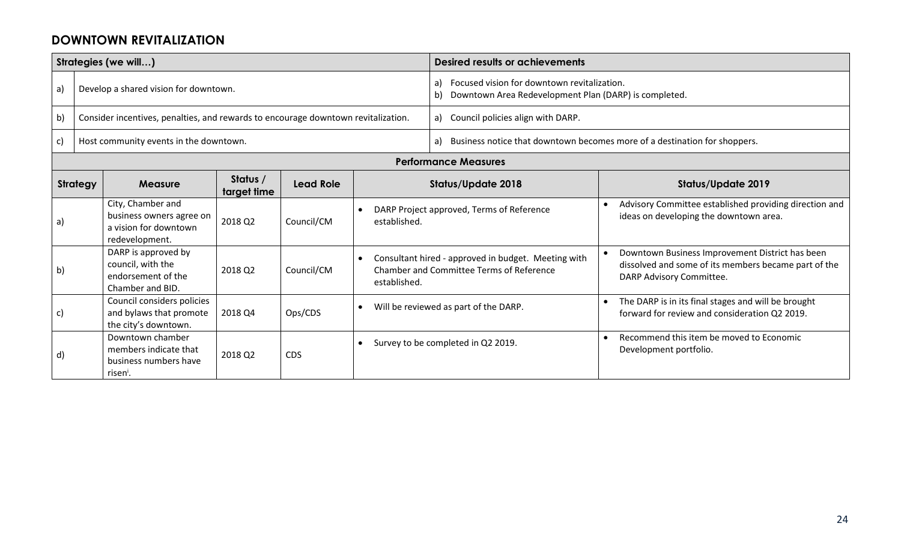## DOWNTOWN REVITALIZATION

| Strategies (we will…) | | Desired results or achievements |
|---|---|---|
| a) | Develop a shared vision for downtown. | a) Focused vision for downtown revitalization.<br>b) Downtown Area Redevelopment Plan (DARP) is completed. |
| b) | Consider incentives, penalties, and rewards to encourage downtown revitalization. | a) Council policies align with DARP. |
| c) | Host community events in the downtown. | a) Business notice that downtown becomes more of a destination for shoppers. |

**Performance Measures**

| Strategy | Measure | Status / target time | Lead Role | Status/Update 2018 | Status/Update 2019 |
|---|---|---|---|---|---|
| a) | City, Chamber and business owners agree on a vision for downtown redevelopment. | 2018 Q2 | Council/CM | • DARP Project approved, Terms of Reference established. | • Advisory Committee established providing direction and ideas on developing the downtown area. |
| b) | DARP is approved by council, with the endorsement of the Chamber and BID. | 2018 Q2 | Council/CM | • Consultant hired - approved in budget. Meeting with Chamber and Committee Terms of Reference established. | • Downtown Business Improvement District has been dissolved and some of its members became part of the DARP Advisory Committee. |
| c) | Council considers policies and bylaws that promote the city's downtown. | 2018 Q4 | Ops/CDS | • Will be reviewed as part of the DARP. | • The DARP is in its final stages and will be brought forward for review and consideration Q2 2019. |
| d) | Downtown chamber members indicate that business numbers have risen[i]. | 2018 Q2 | CDS | • Survey to be completed in Q2 2019. | • Recommend this item be moved to Economic Development portfolio. |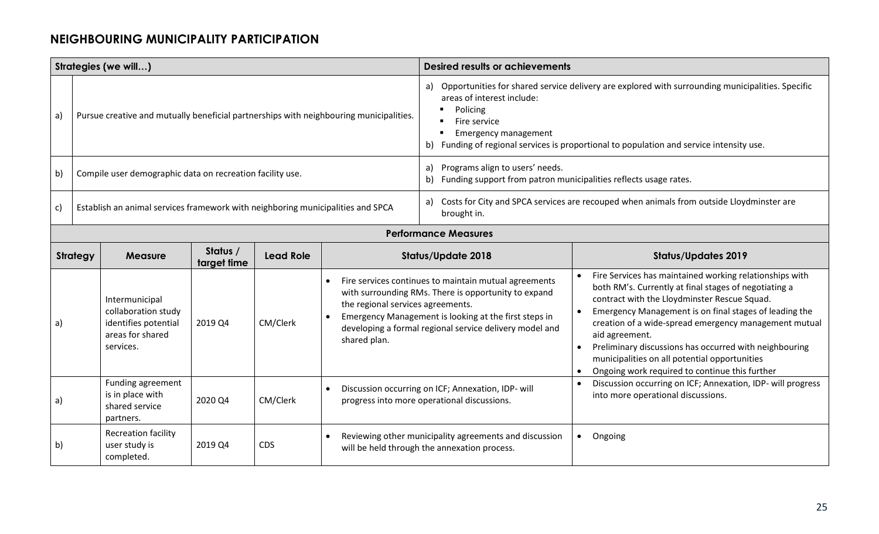## NEIGHBOURING MUNICIPALITY PARTICIPATION

| | Strategies (we will…) | Desired results or achievements |
|---|---|---|
| a) | Pursue creative and mutually beneficial partnerships with neighbouring municipalities. | a) Opportunities for shared service delivery are explored with surrounding municipalities. Specific areas of interest include:<br>▪ Policing<br>▪ Fire service<br>▪ Emergency management<br>b) Funding of regional services is proportional to population and service intensity use. |
| b) | Compile user demographic data on recreation facility use. | a) Programs align to users' needs.<br>b) Funding support from patron municipalities reflects usage rates. |
| c) | Establish an animal services framework with neighboring municipalities and SPCA | a) Costs for City and SPCA services are recouped when animals from outside Lloydminster are brought in. |

**Performance Measures**

| Strategy | Measure | Status / target time | Lead Role | Status/Update 2018 | Status/Updates 2019 |
|---|---|---|---|---|---|
| a) | Intermunicipal collaboration study identifies potential areas for shared services. | 2019 Q4 | CM/Clerk | • Fire services continues to maintain mutual agreements with surrounding RMs. There is opportunity to expand the regional services agreements.<br>• Emergency Management is looking at the first steps in developing a formal regional service delivery model and shared plan. | • Fire Services has maintained working relationships with both RM's. Currently at final stages of negotiating a contract with the Lloydminster Rescue Squad.<br>• Emergency Management is on final stages of leading the creation of a wide-spread emergency management mutual aid agreement.<br>• Preliminary discussions has occurred with neighbouring municipalities on all potential opportunities<br>• Ongoing work required to continue this further |
| a) | Funding agreement is in place with shared service partners. | 2020 Q4 | CM/Clerk | • Discussion occurring on ICF; Annexation, IDP- will progress into more operational discussions. | • Discussion occurring on ICF; Annexation, IDP- will progress into more operational discussions. |
| b) | Recreation facility user study is completed. | 2019 Q4 | CDS | • Reviewing other municipality agreements and discussion will be held through the annexation process. | • Ongoing |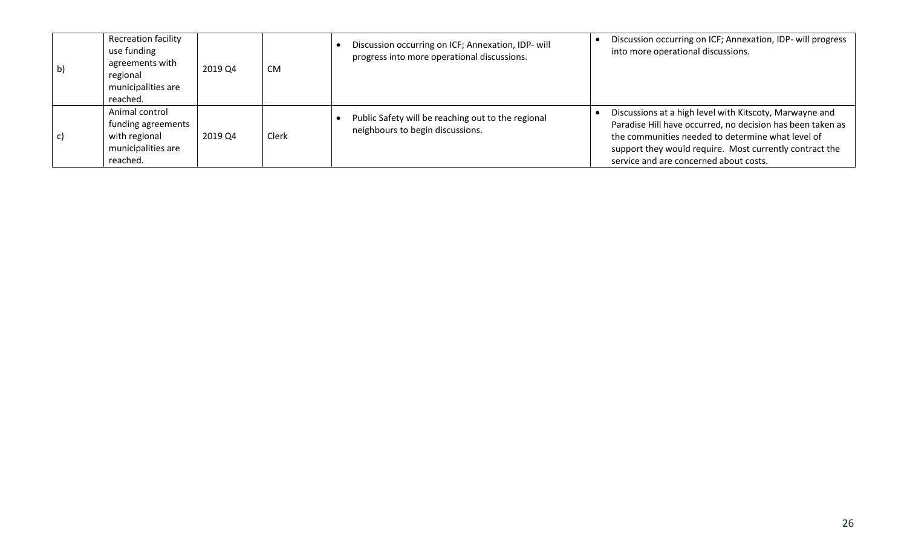| | | | | | |
|---|---|---|---|---|---|
| b) | Recreation facility use funding agreements with regional municipalities are reached. | 2019 Q4 | CM | • Discussion occurring on ICF; Annexation, IDP- will progress into more operational discussions. | • Discussion occurring on ICF; Annexation, IDP- will progress into more operational discussions. |
| c) | Animal control funding agreements with regional municipalities are reached. | 2019 Q4 | Clerk | • Public Safety will be reaching out to the regional neighbours to begin discussions. | • Discussions at a high level with Kitscoty, Marwayne and Paradise Hill have occurred, no decision has been taken as the communities needed to determine what level of support they would require. Most currently contract the service and are concerned about costs. |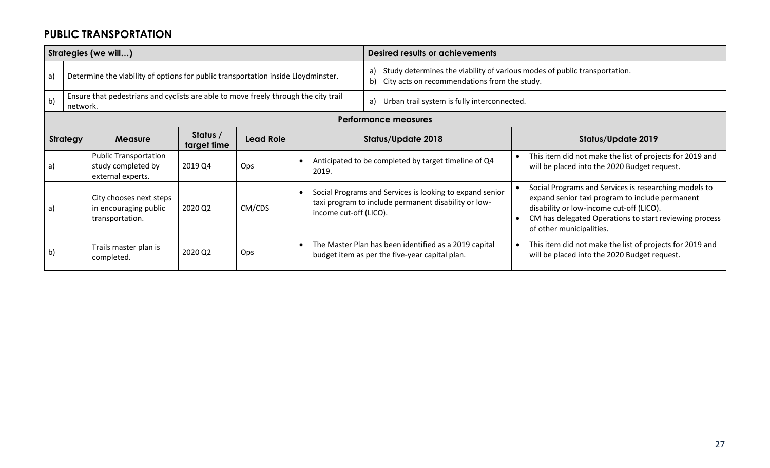## PUBLIC TRANSPORTATION

| Strategies (we will…) | | Desired results or achievements |
|---|---|---|
| a) | Determine the viability of options for public transportation inside Lloydminster. | a) Study determines the viability of various modes of public transportation.<br>b) City acts on recommendations from the study. |
| b) | Ensure that pedestrians and cyclists are able to move freely through the city trail network. | a) Urban trail system is fully interconnected. |

**Performance measures**

| Strategy | Measure | Status / target time | Lead Role | Status/Update 2018 | Status/Update 2019 |
|---|---|---|---|---|---|
| a) | Public Transportation study completed by external experts. | 2019 Q4 | Ops | • Anticipated to be completed by target timeline of Q4 2019. | • This item did not make the list of projects for 2019 and will be placed into the 2020 Budget request. |
| a) | City chooses next steps in encouraging public transportation. | 2020 Q2 | CM/CDS | • Social Programs and Services is looking to expand senior taxi program to include permanent disability or low-income cut-off (LICO). | • Social Programs and Services is researching models to expand senior taxi program to include permanent disability or low-income cut-off (LICO).<br>• CM has delegated Operations to start reviewing process of other municipalities. |
| b) | Trails master plan is completed. | 2020 Q2 | Ops | • The Master Plan has been identified as a 2019 capital budget item as per the five-year capital plan. | • This item did not make the list of projects for 2019 and will be placed into the 2020 Budget request. |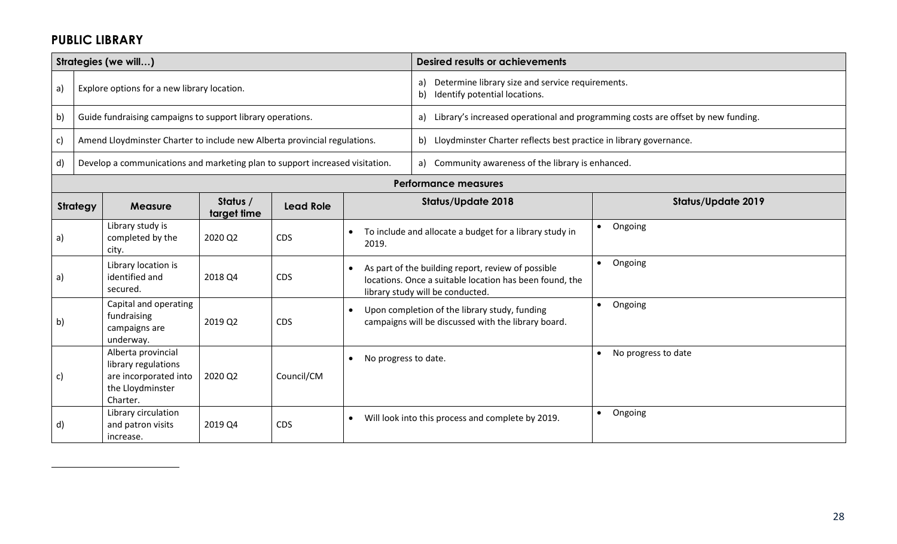## PUBLIC LIBRARY

| Strategies (we will…) | | Desired results or achievements |
|---|---|---|
| a) | Explore options for a new library location. | a) Determine library size and service requirements.<br>b) Identify potential locations. |
| b) | Guide fundraising campaigns to support library operations. | a) Library's increased operational and programming costs are offset by new funding. |
| c) | Amend Lloydminster Charter to include new Alberta provincial regulations. | b) Lloydminster Charter reflects best practice in library governance. |
| d) | Develop a communications and marketing plan to support increased visitation. | a) Community awareness of the library is enhanced. |

**Performance measures**

| Strategy | Measure | Status / target time | Lead Role | Status/Update 2018 | Status/Update 2019 |
|---|---|---|---|---|---|
| a) | Library study is completed by the city. | 2020 Q2 | CDS | • To include and allocate a budget for a library study in 2019. | • Ongoing |
| a) | Library location is identified and secured. | 2018 Q4 | CDS | • As part of the building report, review of possible locations. Once a suitable location has been found, the library study will be conducted. | • Ongoing |
| b) | Capital and operating fundraising campaigns are underway. | 2019 Q2 | CDS | • Upon completion of the library study, funding campaigns will be discussed with the library board. | • Ongoing |
| c) | Alberta provincial library regulations are incorporated into the Lloydminster Charter. | 2020 Q2 | Council/CM | • No progress to date. | • No progress to date |
| d) | Library circulation and patron visits increase. | 2019 Q4 | CDS | • Will look into this process and complete by 2019. | • Ongoing |